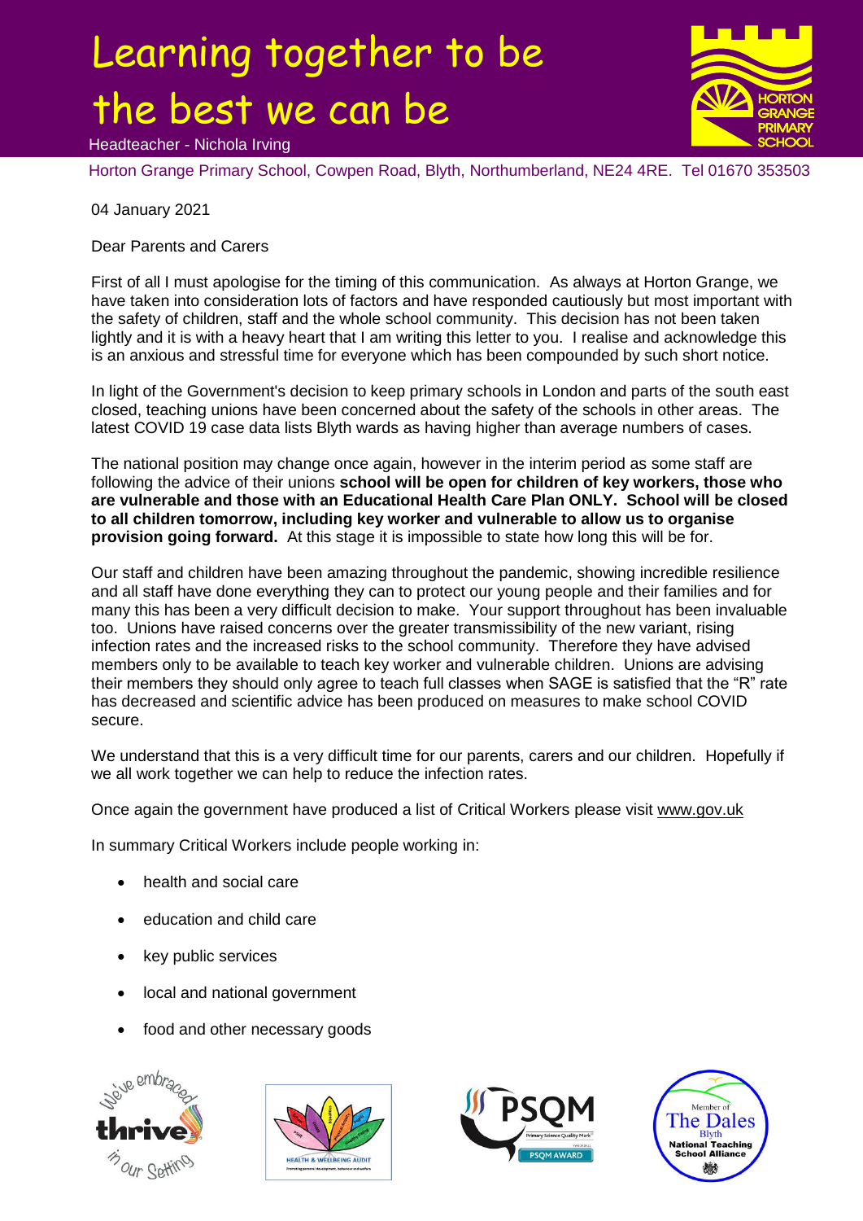# Learning together to be the best we can be

Headteacher - Nichola Irving

Horton Grange Primary School, Cowpen Road, Blyth, Northumberland, NE24 4RE. Tel 01670 353503

04 January 2021

Dear Parents and Carers

First of all I must apologise for the timing of this communication. As always at Horton Grange, we have taken into consideration lots of factors and have responded cautiously but most important with the safety of children, staff and the whole school community. This decision has not been taken lightly and it is with a heavy heart that I am writing this letter to you. I realise and acknowledge this is an anxious and stressful time for everyone which has been compounded by such short notice.

In light of the Government's decision to keep primary schools in London and parts of the south east closed, teaching unions have been concerned about the safety of the schools in other areas. The latest COVID 19 case data lists Blyth wards as having higher than average numbers of cases.

The national position may change once again, however in the interim period as some staff are following the advice of their unions **school will be open for children of key workers, those who are vulnerable and those with an Educational Health Care Plan ONLY. School will be closed to all children tomorrow, including key worker and vulnerable to allow us to organise provision going forward.** At this stage it is impossible to state how long this will be for.

Our staff and children have been amazing throughout the pandemic, showing incredible resilience and all staff have done everything they can to protect our young people and their families and for many this has been a very difficult decision to make. Your support throughout has been invaluable too. Unions have raised concerns over the greater transmissibility of the new variant, rising infection rates and the increased risks to the school community. Therefore they have advised members only to be available to teach key worker and vulnerable children. Unions are advising their members they should only agree to teach full classes when SAGE is satisfied that the "R" rate has decreased and scientific advice has been produced on measures to make school COVID secure.

We understand that this is a very difficult time for our parents, carers and our children. Hopefully if we all work together we can help to reduce the infection rates.

Once again the government have produced a list of Critical Workers please visit www.gov.uk

In summary Critical Workers include people working in:

- health and social care
- education and child care
- key public services
- local and national government
- food and other necessary goods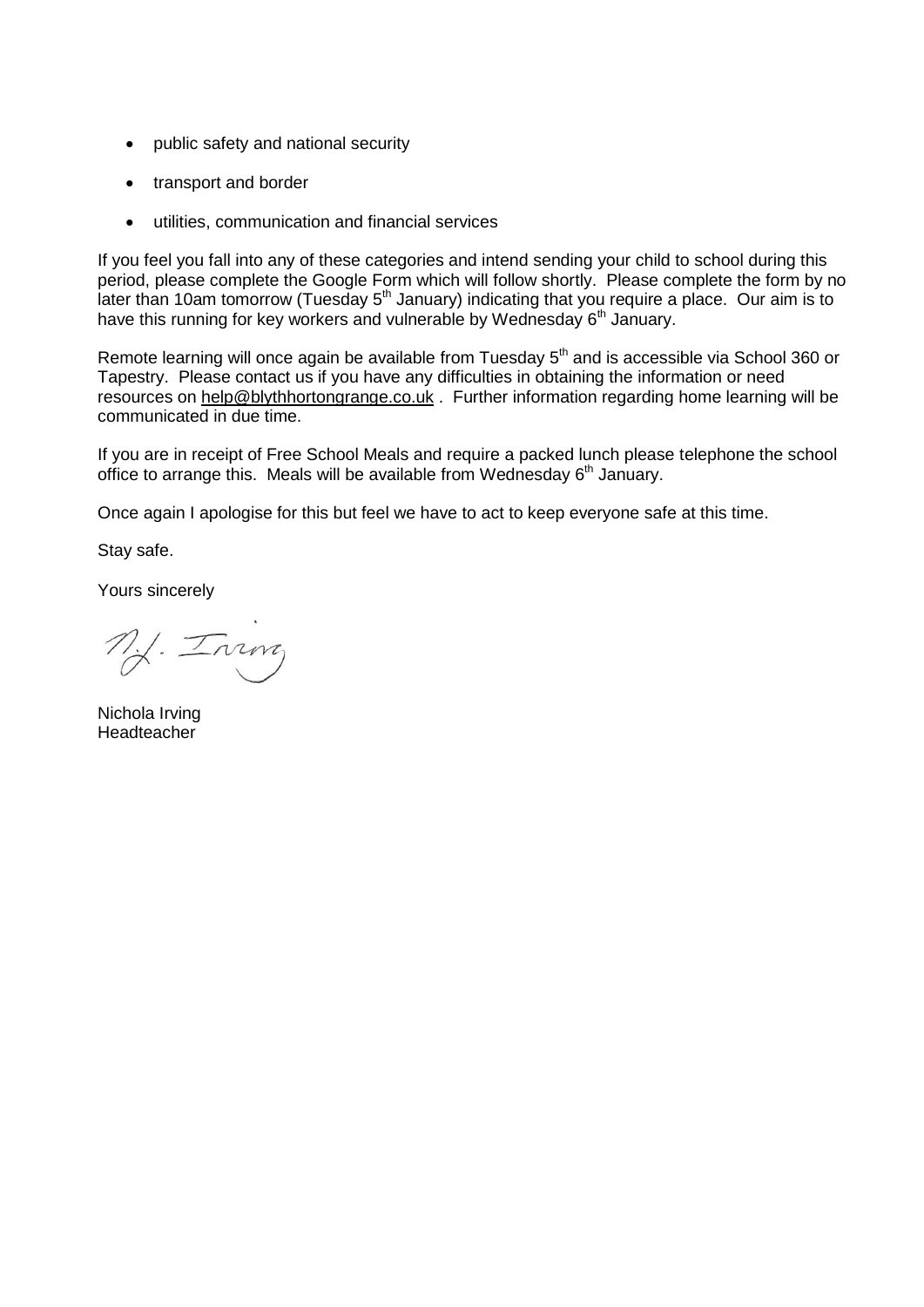- public safety and national security
- transport and border
- utilities, communication and financial services

If you feel you fall into any of these categories and intend sending your child to school during this period, please complete the Google Form which will follow shortly. Please complete the form by no later than 10am tomorrow (Tuesday 5th January) indicating that you require a place. Our aim is to have this running for key workers and vulnerable by Wednesday 6th January.

Remote learning will once again be available from Tuesday 5th and is accessible via School 360 or Tapestry. Please contact us if you have any difficulties in obtaining the information or need resources on help@blythhortongrange.co.uk . Further information regarding home learning will be communicated in due time.

If you are in receipt of Free School Meals and require a packed lunch please telephone the school office to arrange this. Meals will be available from Wednesday 6th January.

Once again I apologise for this but feel we have to act to keep everyone safe at this time.

Stay safe.

Yours sincerely

N.J. Irving

Nichola Irving
Headteacher